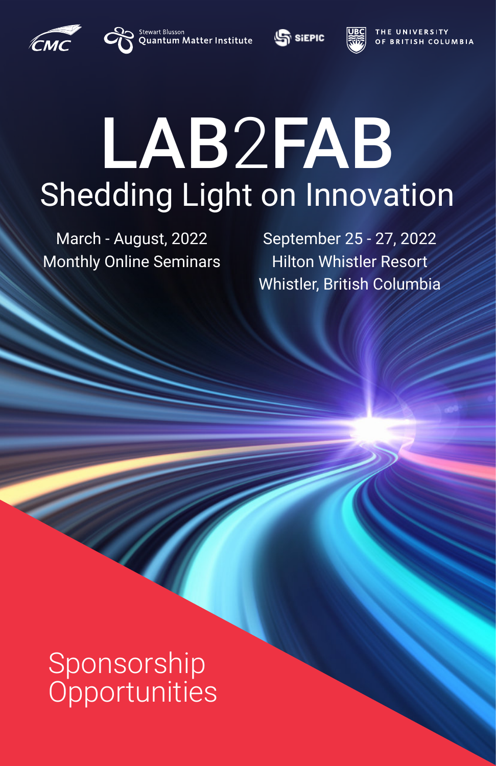CMC | Stewart Blusson Quantum Matter Institute | SiEPIC | THE UNIVERSITY OF BRITISH COLUMBIA

# LAB2FAB

## Shedding Light on Innovation

March - August, 2022
Monthly Online Seminars

September 25 - 27, 2022
Hilton Whistler Resort
Whistler, British Columbia

# Sponsorship Opportunities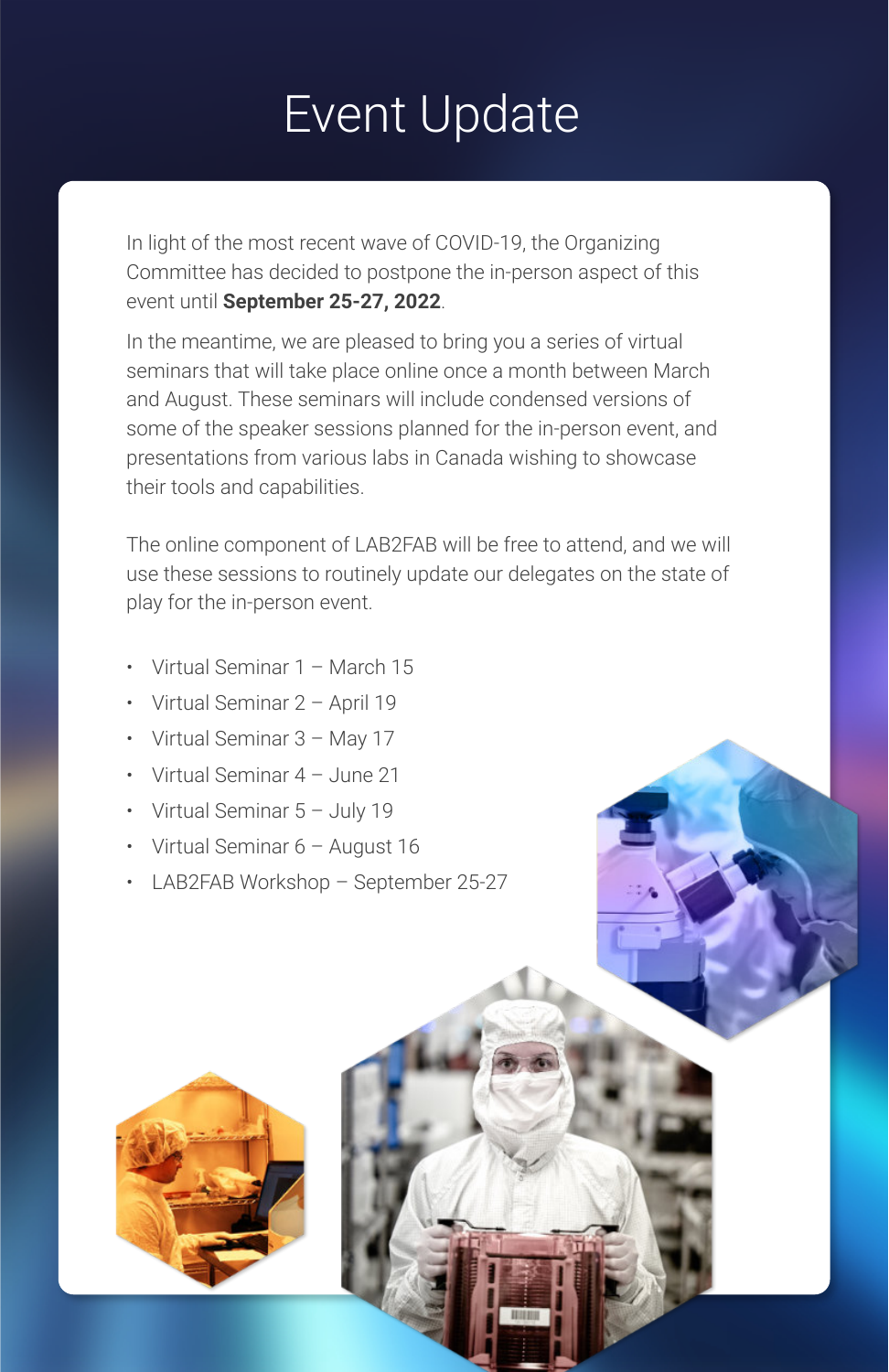# Event Update

In light of the most recent wave of COVID-19, the Organizing Committee has decided to postpone the in-person aspect of this event until **September 25-27, 2022**.

In the meantime, we are pleased to bring you a series of virtual seminars that will take place online once a month between March and August. These seminars will include condensed versions of some of the speaker sessions planned for the in-person event, and presentations from various labs in Canada wishing to showcase their tools and capabilities.

The online component of LAB2FAB will be free to attend, and we will use these sessions to routinely update our delegates on the state of play for the in-person event.

- Virtual Seminar 1 – March 15
- Virtual Seminar 2 – April 19
- Virtual Seminar 3 – May 17
- Virtual Seminar 4 – June 21
- Virtual Seminar 5 – July 19
- Virtual Seminar 6 – August 16
- LAB2FAB Workshop – September 25-27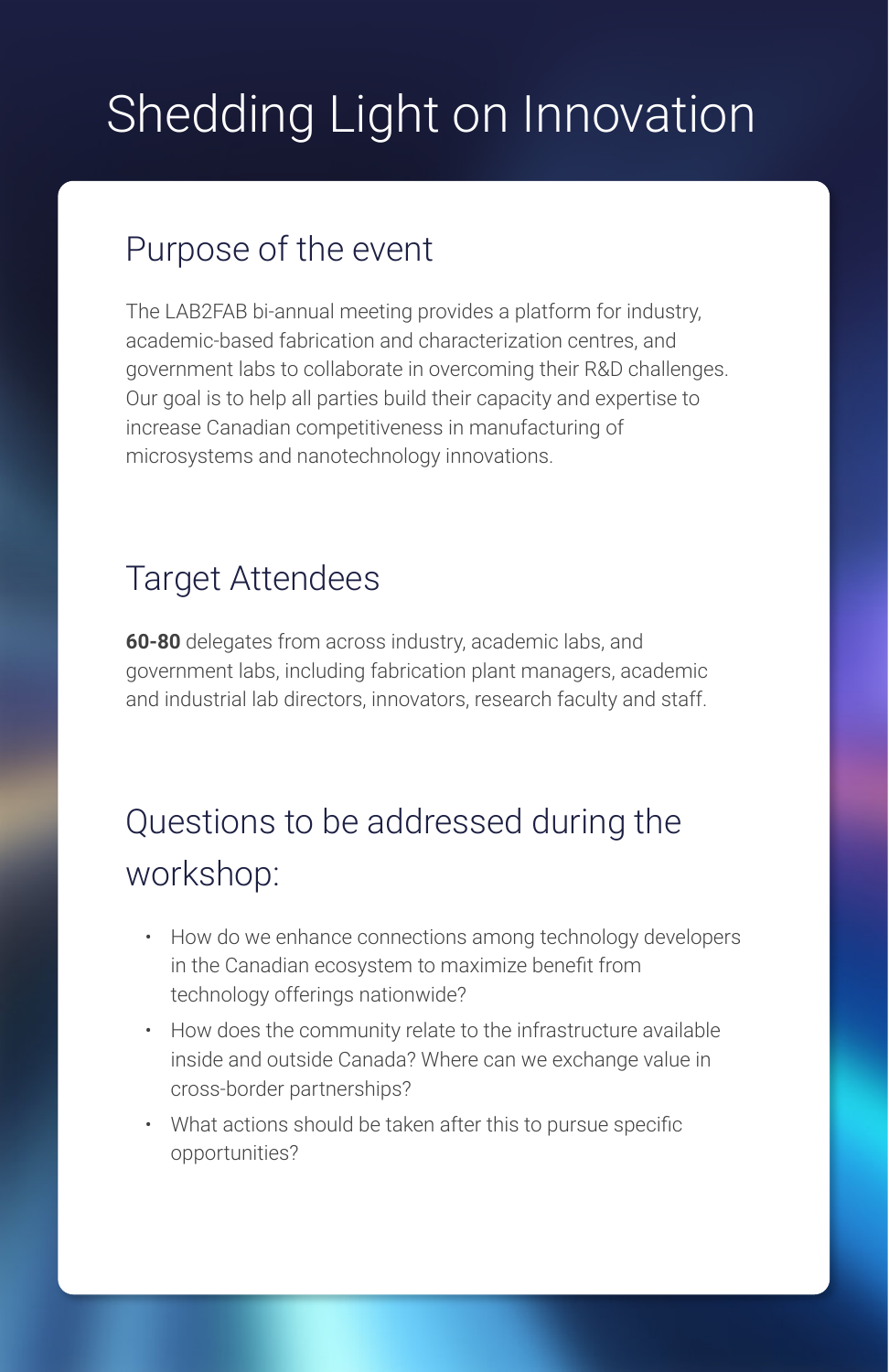# Shedding Light on Innovation

## Purpose of the event

The LAB2FAB bi-annual meeting provides a platform for industry, academic-based fabrication and characterization centres, and government labs to collaborate in overcoming their R&D challenges. Our goal is to help all parties build their capacity and expertise to increase Canadian competitiveness in manufacturing of microsystems and nanotechnology innovations.

## Target Attendees

**60-80** delegates from across industry, academic labs, and government labs, including fabrication plant managers, academic and industrial lab directors, innovators, research faculty and staff.

## Questions to be addressed during the workshop:

- How do we enhance connections among technology developers in the Canadian ecosystem to maximize benefit from technology offerings nationwide?
- How does the community relate to the infrastructure available inside and outside Canada? Where can we exchange value in cross-border partnerships?
- What actions should be taken after this to pursue specific opportunities?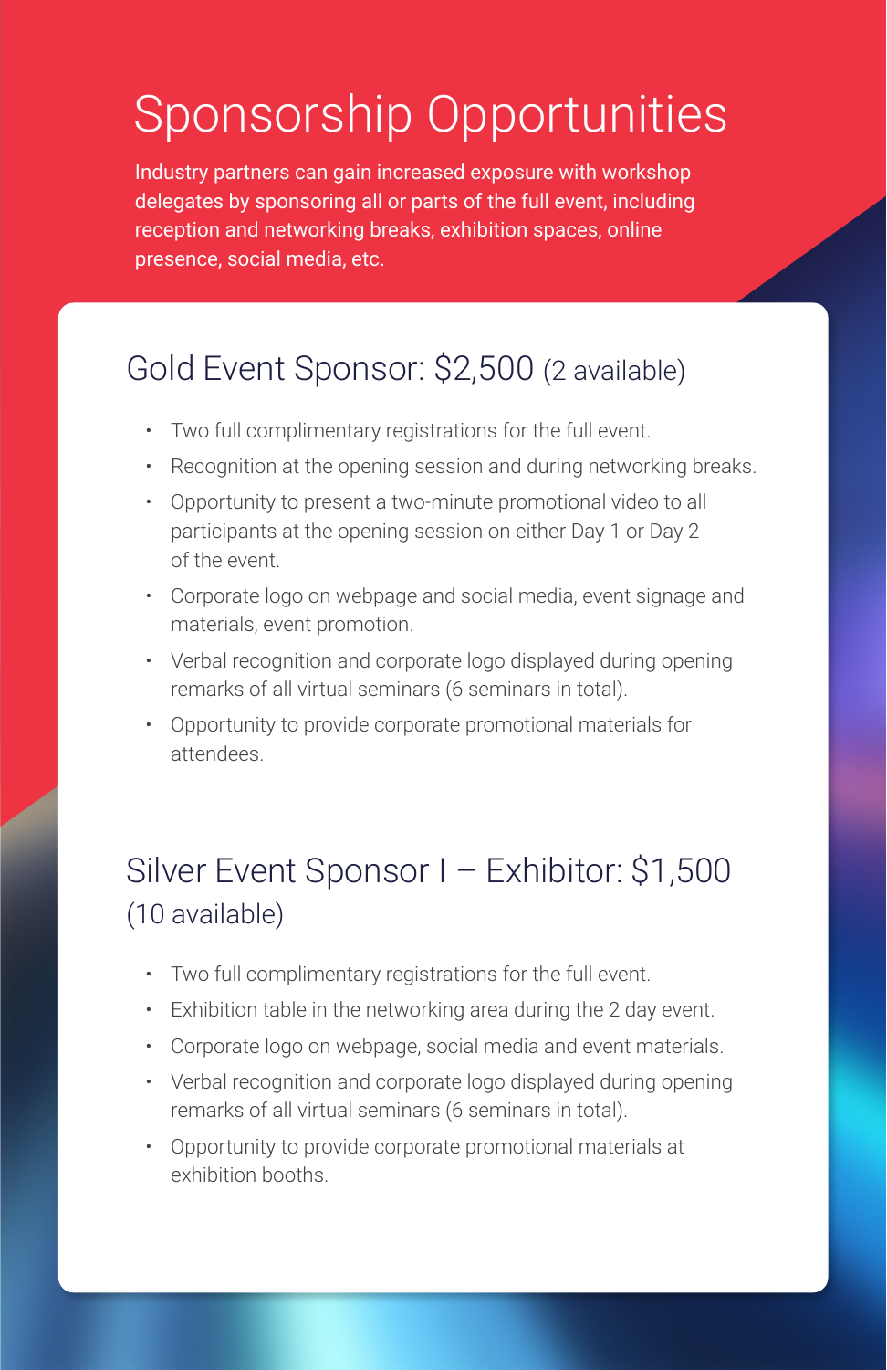# Sponsorship Opportunities

Industry partners can gain increased exposure with workshop delegates by sponsoring all or parts of the full event, including reception and networking breaks, exhibition spaces, online presence, social media, etc.

## Gold Event Sponsor: $2,500 (2 available)

- Two full complimentary registrations for the full event.
- Recognition at the opening session and during networking breaks.
- Opportunity to present a two-minute promotional video to all participants at the opening session on either Day 1 or Day 2 of the event.
- Corporate logo on webpage and social media, event signage and materials, event promotion.
- Verbal recognition and corporate logo displayed during opening remarks of all virtual seminars (6 seminars in total).
- Opportunity to provide corporate promotional materials for attendees.

## Silver Event Sponsor I – Exhibitor: $1,500 (10 available)

- Two full complimentary registrations for the full event.
- Exhibition table in the networking area during the 2 day event.
- Corporate logo on webpage, social media and event materials.
- Verbal recognition and corporate logo displayed during opening remarks of all virtual seminars (6 seminars in total).
- Opportunity to provide corporate promotional materials at exhibition booths.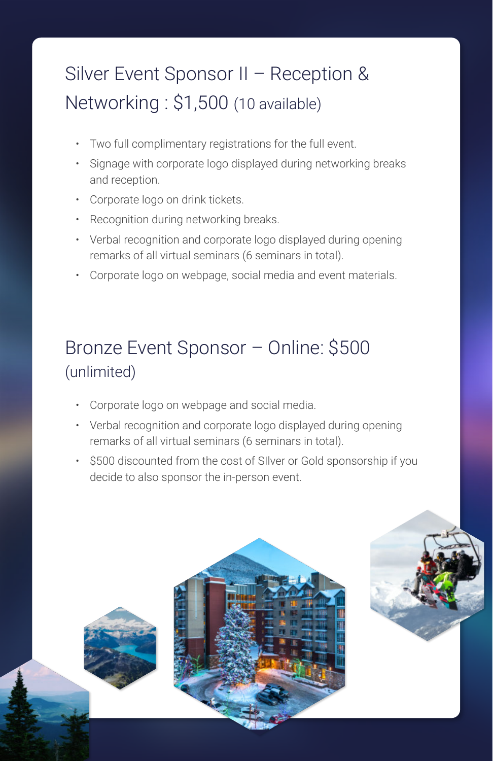## Silver Event Sponsor II – Reception & Networking : $1,500 (10 available)

- Two full complimentary registrations for the full event.
- Signage with corporate logo displayed during networking breaks and reception.
- Corporate logo on drink tickets.
- Recognition during networking breaks.
- Verbal recognition and corporate logo displayed during opening remarks of all virtual seminars (6 seminars in total).
- Corporate logo on webpage, social media and event materials.

## Bronze Event Sponsor – Online: $500 (unlimited)

- Corporate logo on webpage and social media.
- Verbal recognition and corporate logo displayed during opening remarks of all virtual seminars (6 seminars in total).
- $500 discounted from the cost of SIlver or Gold sponsorship if you decide to also sponsor the in-person event.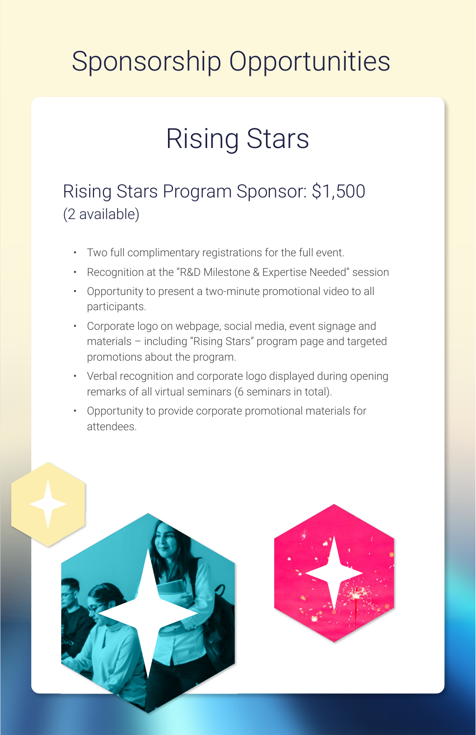# Sponsorship Opportunities

## Rising Stars

### Rising Stars Program Sponsor: $1,500

(2 available)

- Two full complimentary registrations for the full event.
- Recognition at the “R&D Milestone & Expertise Needed” session
- Opportunity to present a two-minute promotional video to all participants.
- Corporate logo on webpage, social media, event signage and materials – including “Rising Stars” program page and targeted promotions about the program.
- Verbal recognition and corporate logo displayed during opening remarks of all virtual seminars (6 seminars in total).
- Opportunity to provide corporate promotional materials for attendees.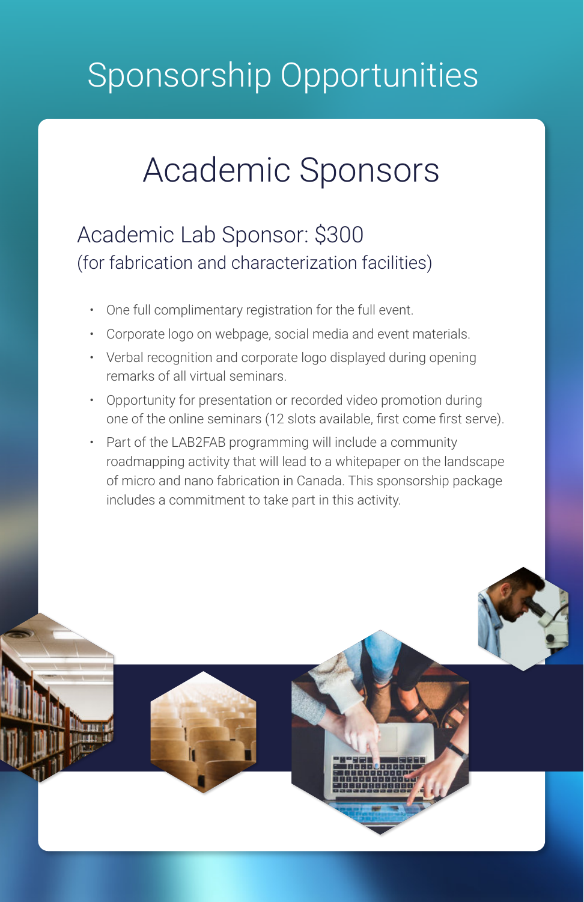# Sponsorship Opportunities

## Academic Sponsors

### Academic Lab Sponsor: $300
(for fabrication and characterization facilities)

- One full complimentary registration for the full event.
- Corporate logo on webpage, social media and event materials.
- Verbal recognition and corporate logo displayed during opening remarks of all virtual seminars.
- Opportunity for presentation or recorded video promotion during one of the online seminars (12 slots available, first come first serve).
- Part of the LAB2FAB programming will include a community roadmapping activity that will lead to a whitepaper on the landscape of micro and nano fabrication in Canada. This sponsorship package includes a commitment to take part in this activity.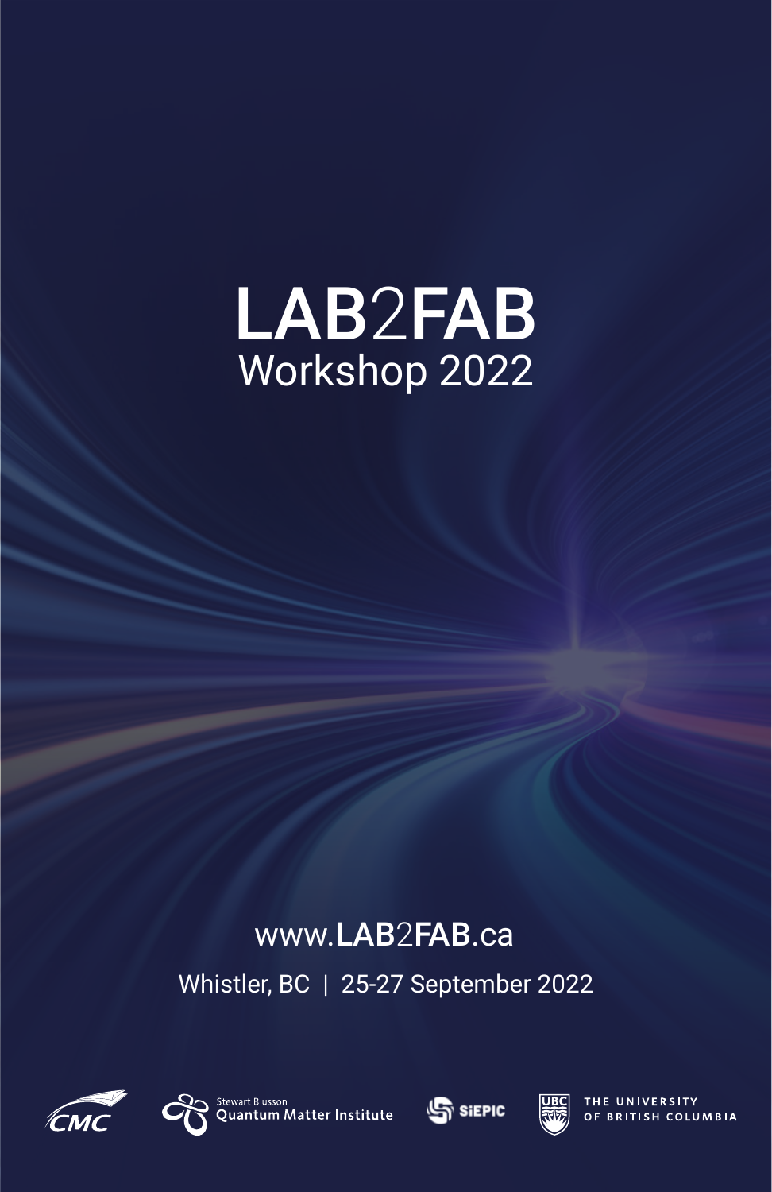# LAB2FAB
## Workshop 2022

www.LAB2FAB.ca

Whistler, BC | 25-27 September 2022

CMC

Stewart Blusson Quantum Matter Institute

SiEPIC

THE UNIVERSITY OF BRITISH COLUMBIA